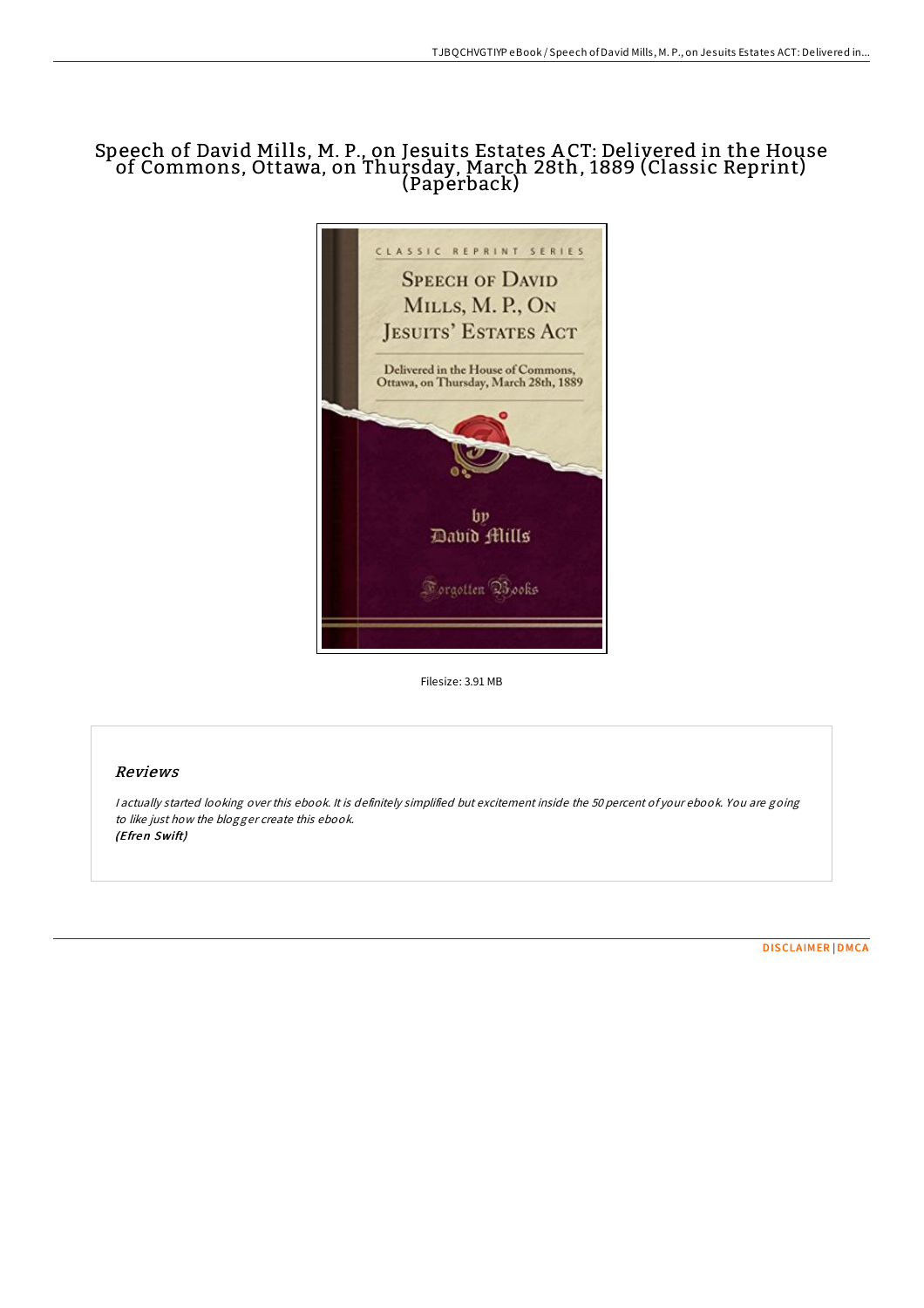# Speech of David Mills, M. P., on Jesuits Estates ACT: Delivered in the House of Commons, Ottawa, on Thursday, March 28th, 1889 (Classic Reprint) (Paperback)

Filesize: 3.91 MB

## Reviews

*I actually started looking over this ebook. It is definitely simplified but excitement inside the 50 percent of your ebook. You are going to like just how the blogger create this ebook.*
***(Efren Swift)***

DISCLAIMER | DMCA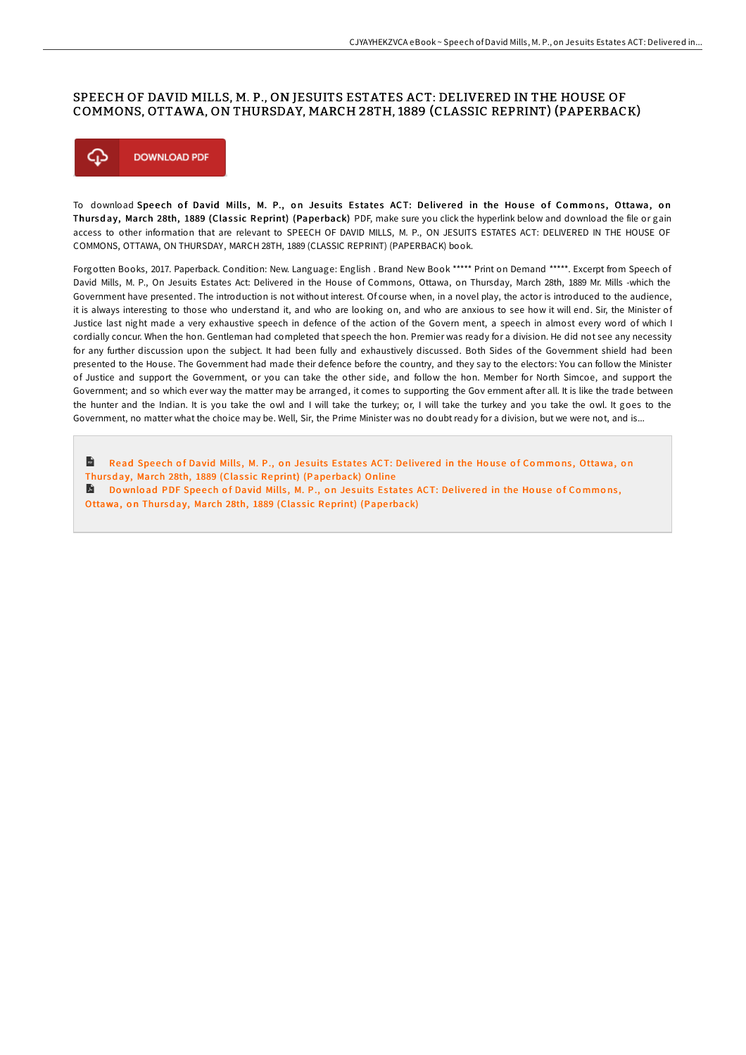## SPEECH OF DAVID MILLS, M. P., ON JESUITS ESTATES ACT: DELIVERED IN THE HOUSE OF COMMONS, OTTAWA, ON THURSDAY, MARCH 28TH, 1889 (CLASSIC REPRINT) (PAPERBACK)

DOWNLOAD PDF

To download **Speech of David Mills, M. P., on Jesuits Estates ACT: Delivered in the House of Commons, Ottawa, on Thursday, March 28th, 1889 (Classic Reprint) (Paperback)** PDF, make sure you click the hyperlink below and download the file or gain access to other information that are relevant to SPEECH OF DAVID MILLS, M. P., ON JESUITS ESTATES ACT: DELIVERED IN THE HOUSE OF COMMONS, OTTAWA, ON THURSDAY, MARCH 28TH, 1889 (CLASSIC REPRINT) (PAPERBACK) book.

Forgotten Books, 2017. Paperback. Condition: New. Language: English . Brand New Book ***** Print on Demand *****. Excerpt from Speech of David Mills, M. P., On Jesuits Estates Act: Delivered in the House of Commons, Ottawa, on Thursday, March 28th, 1889 Mr. Mills -which the Government have presented. The introduction is not without interest. Of course when, in a novel play, the actor is introduced to the audience, it is always interesting to those who understand it, and who are looking on, and who are anxious to see how it will end. Sir, the Minister of Justice last night made a very exhaustive speech in defence of the action of the Govern ment, a speech in almost every word of which I cordially concur. When the hon. Gentleman had completed that speech the hon. Premier was ready for a division. He did not see any necessity for any further discussion upon the subject. It had been fully and exhaustively discussed. Both Sides of the Government shield had been presented to the House. The Government had made their defence before the country, and they say to the electors: You can follow the Minister of Justice and support the Government, or you can take the other side, and follow the hon. Member for North Simcoe, and support the Government; and so which ever way the matter may be arranged, it comes to supporting the Gov ernment after all. It is like the trade between the hunter and the Indian. It is you take the owl and I will take the turkey; or, I will take the turkey and you take the owl. It goes to the Government, no matter what the choice may be. Well, Sir, the Prime Minister was no doubt ready for a division, but we were not, and is...

Read Speech of David Mills, M. P., on Jesuits Estates ACT: Delivered in the House of Commons, Ottawa, on Thursday, March 28th, 1889 (Classic Reprint) (Paperback) Online

Download PDF Speech of David Mills, M. P., on Jesuits Estates ACT: Delivered in the House of Commons, Ottawa, on Thursday, March 28th, 1889 (Classic Reprint) (Paperback)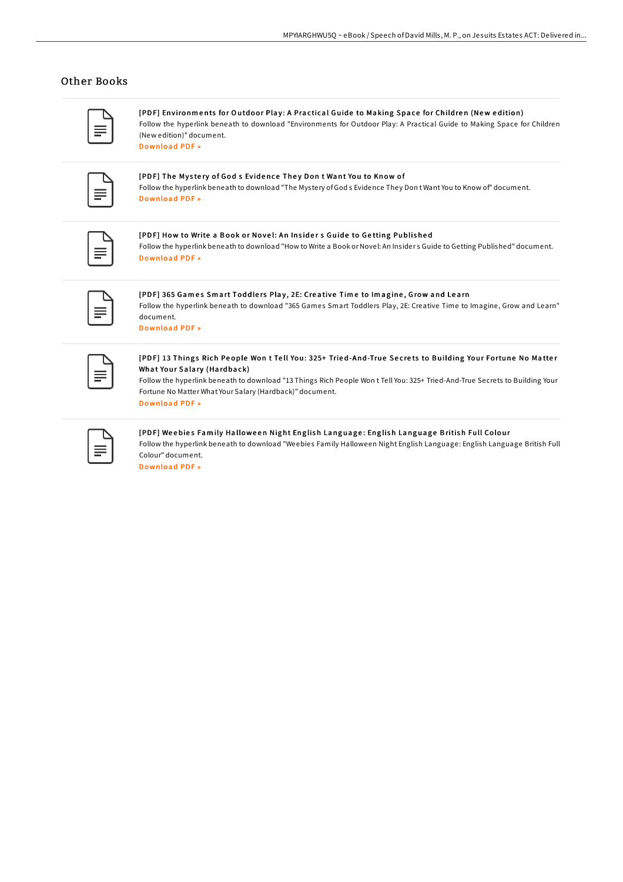## Other Books

[PDF] Environments for Outdoor Play: A Practical Guide to Making Space for Children (New edition)
Follow the hyperlink beneath to download "Environments for Outdoor Play: A Practical Guide to Making Space for Children (New edition)" document.
Download PDF »

[PDF] The Mystery of God s Evidence They Don t Want You to Know of
Follow the hyperlink beneath to download "The Mystery of God s Evidence They Don t Want You to Know of" document.
Download PDF »

[PDF] How to Write a Book or Novel: An Insider s Guide to Getting Published
Follow the hyperlink beneath to download "How to Write a Book or Novel: An Insider s Guide to Getting Published" document.
Download PDF »

[PDF] 365 Games Smart Toddlers Play, 2E: Creative Time to Imagine, Grow and Learn
Follow the hyperlink beneath to download "365 Games Smart Toddlers Play, 2E: Creative Time to Imagine, Grow and Learn" document.
Download PDF »

[PDF] 13 Things Rich People Won t Tell You: 325+ Tried-And-True Secrets to Building Your Fortune No Matter What Your Salary (Hardback)
Follow the hyperlink beneath to download "13 Things Rich People Won t Tell You: 325+ Tried-And-True Secrets to Building Your Fortune No Matter What Your Salary (Hardback)" document.
Download PDF »

[PDF] Weebies Family Halloween Night English Language: English Language British Full Colour
Follow the hyperlink beneath to download "Weebies Family Halloween Night English Language: English Language British Full Colour" document.
Download PDF »